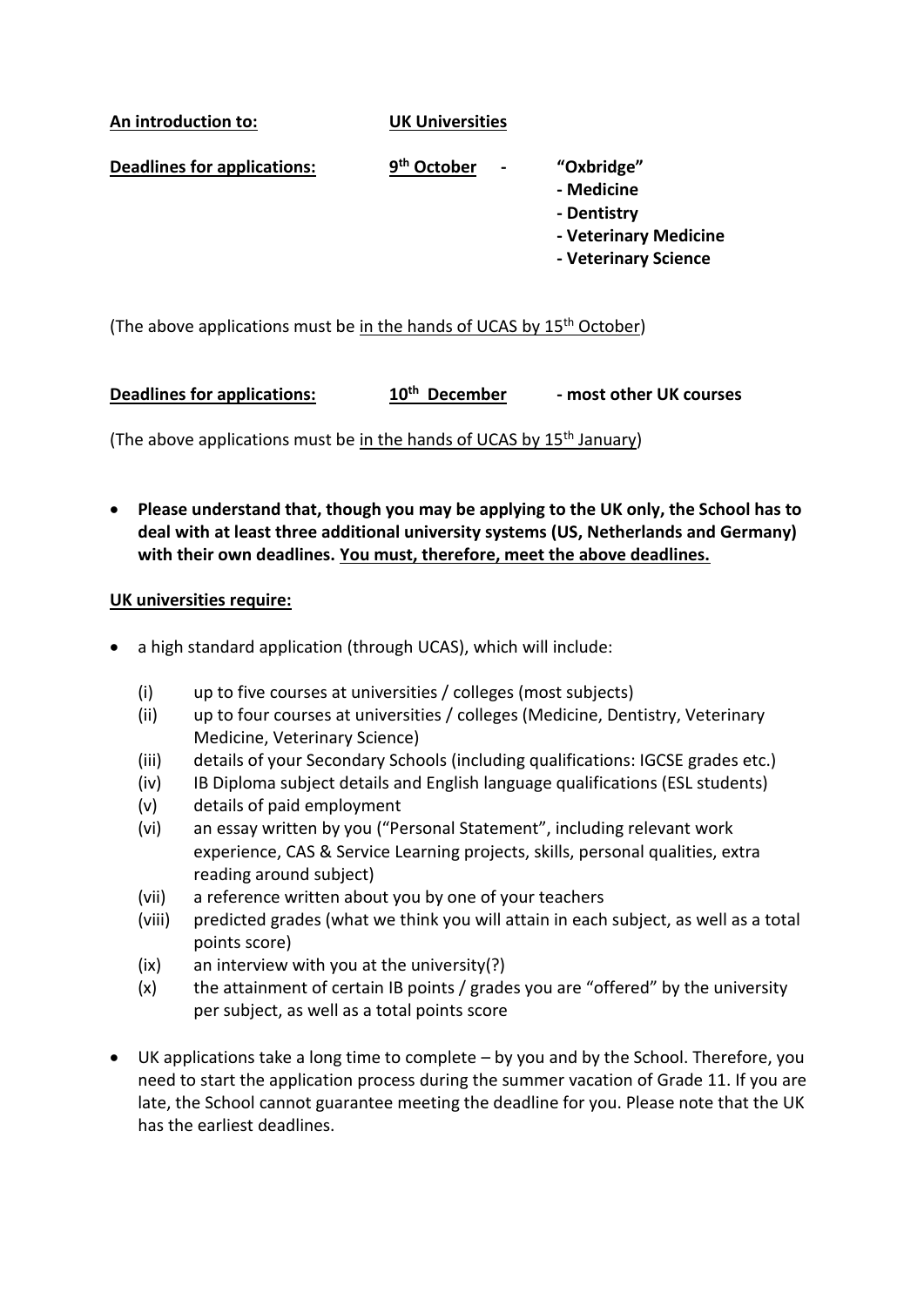**An introduction to:** **UK Universities**

**Deadlines for applications:** **9th October** - **"Oxbridge"**
**- Medicine**
**- Dentistry**
**- Veterinary Medicine**
**- Veterinary Science**

(The above applications must be <u>in the hands of UCAS by 15th October</u>)

**Deadlines for applications:** **10th December** **- most other UK courses**

(The above applications must be <u>in the hands of UCAS by 15th January</u>)

- **Please understand that, though you may be applying to the UK only, the School has to deal with at least three additional university systems (US, Netherlands and Germany) with their own deadlines. <u>You must, therefore, meet the above deadlines.</u>**

**<u>UK universities require:</u>**

- a high standard application (through UCAS), which will include:
  - (i) up to five courses at universities / colleges (most subjects)
  - (ii) up to four courses at universities / colleges (Medicine, Dentistry, Veterinary Medicine, Veterinary Science)
  - (iii) details of your Secondary Schools (including qualifications: IGCSE grades etc.)
  - (iv) IB Diploma subject details and English language qualifications (ESL students)
  - (v) details of paid employment
  - (vi) an essay written by you ("Personal Statement", including relevant work experience, CAS & Service Learning projects, skills, personal qualities, extra reading around subject)
  - (vii) a reference written about you by one of your teachers
  - (viii) predicted grades (what we think you will attain in each subject, as well as a total points score)
  - (ix) an interview with you at the university(?)
  - (x) the attainment of certain IB points / grades you are "offered" by the university per subject, as well as a total points score
- UK applications take a long time to complete – by you and by the School. Therefore, you need to start the application process during the summer vacation of Grade 11. If you are late, the School cannot guarantee meeting the deadline for you. Please note that the UK has the earliest deadlines.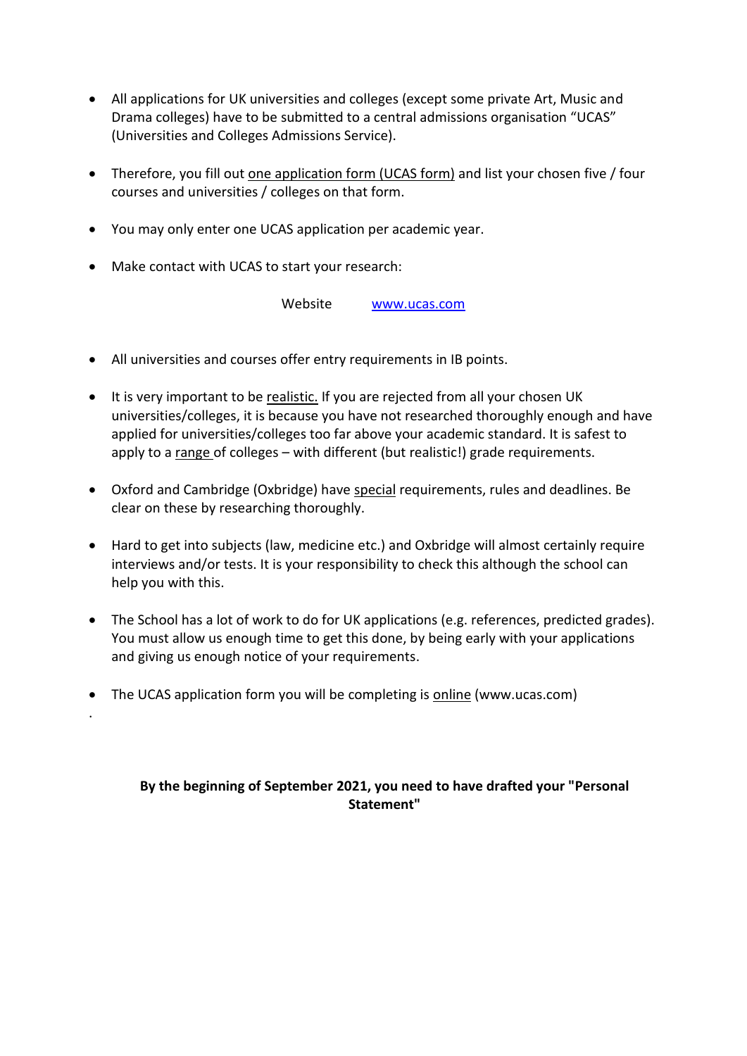- All applications for UK universities and colleges (except some private Art, Music and Drama colleges) have to be submitted to a central admissions organisation "UCAS" (Universities and Colleges Admissions Service).

- Therefore, you fill out one application form (UCAS form) and list your chosen five / four courses and universities / colleges on that form.

- You may only enter one UCAS application per academic year.

- Make contact with UCAS to start your research:

  Website www.ucas.com

- All universities and courses offer entry requirements in IB points.

- It is very important to be realistic. If you are rejected from all your chosen UK universities/colleges, it is because you have not researched thoroughly enough and have applied for universities/colleges too far above your academic standard. It is safest to apply to a range of colleges – with different (but realistic!) grade requirements.

- Oxford and Cambridge (Oxbridge) have special requirements, rules and deadlines. Be clear on these by researching thoroughly.

- Hard to get into subjects (law, medicine etc.) and Oxbridge will almost certainly require interviews and/or tests. It is your responsibility to check this although the school can help you with this.

- The School has a lot of work to do for UK applications (e.g. references, predicted grades). You must allow us enough time to get this done, by being early with your applications and giving us enough notice of your requirements.

- The UCAS application form you will be completing is online (www.ucas.com)

**By the beginning of September 2021, you need to have drafted your "Personal Statement"**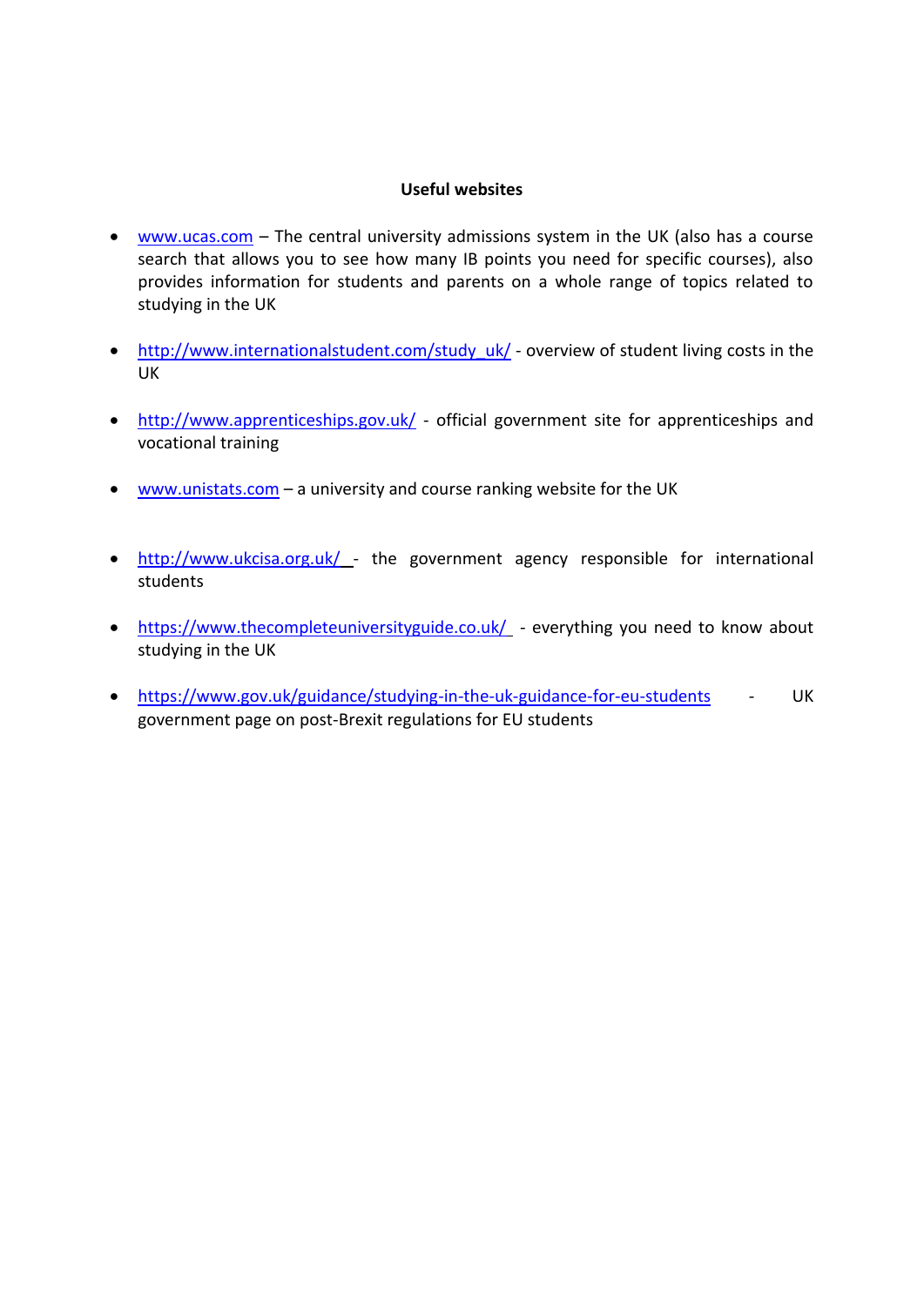**Useful websites**

- www.ucas.com – The central university admissions system in the UK (also has a course search that allows you to see how many IB points you need for specific courses), also provides information for students and parents on a whole range of topics related to studying in the UK

- http://www.internationalstudent.com/study_uk/ - overview of student living costs in the UK

- http://www.apprenticeships.gov.uk/ - official government site for apprenticeships and vocational training

- www.unistats.com – a university and course ranking website for the UK

- http://www.ukcisa.org.uk/ - the government agency responsible for international students

- https://www.thecompleteuniversityguide.co.uk/ - everything you need to know about studying in the UK

- https://www.gov.uk/guidance/studying-in-the-uk-guidance-for-eu-students - UK government page on post-Brexit regulations for EU students